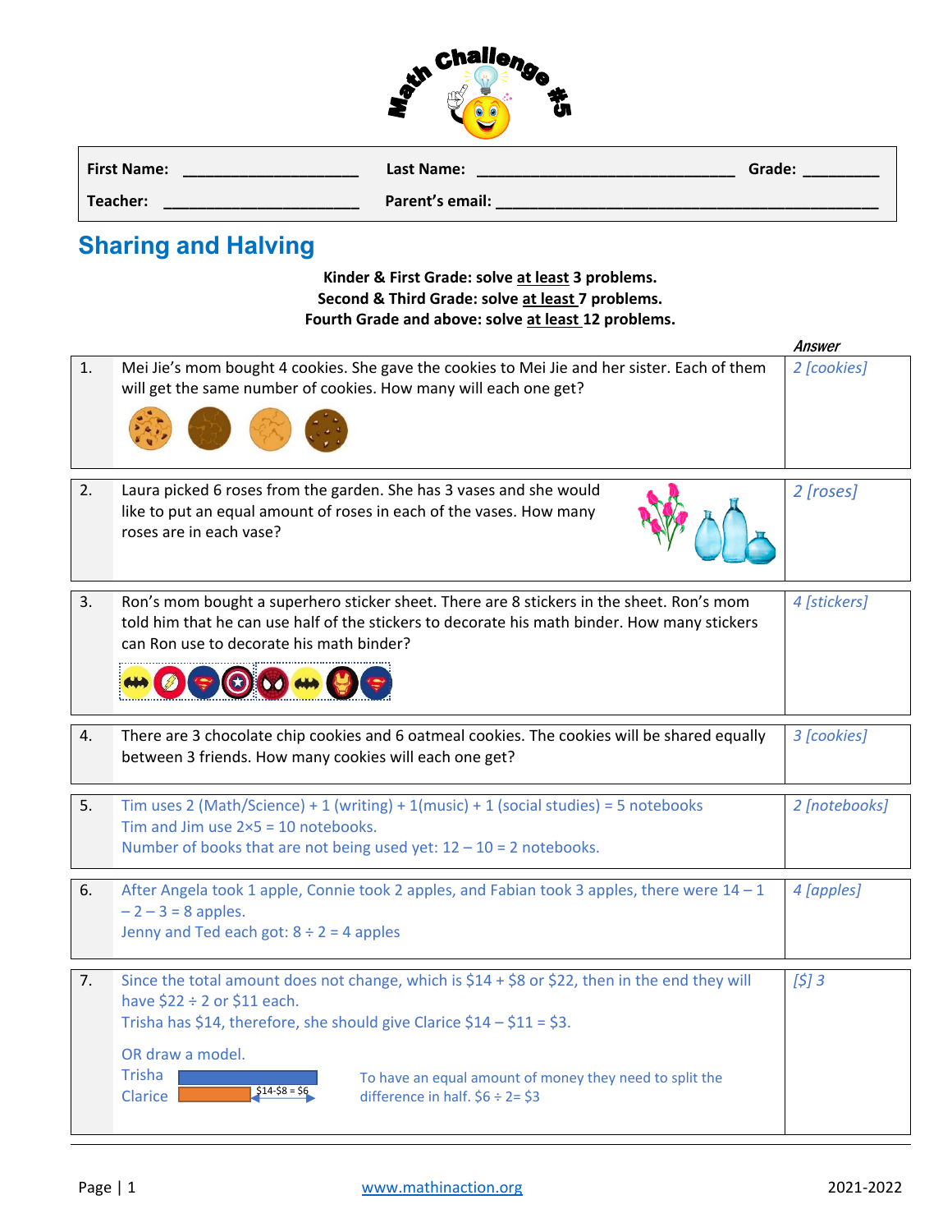# Math Challenge #5

| First Name: ____________________ | Last Name: ______________________________ | Grade: _________ |
| --- | --- | --- |
| Teacher: ______________________ | Parent's email: ____________________________________________ | |

## Sharing and Halving

**Kinder & First Grade: solve at least 3 problems.**
**Second & Third Grade: solve at least 7 problems.**
**Fourth Grade and above: solve at least 12 problems.**

| | | *Answer* |
| --- | --- | --- |
| 1. | Mei Jie's mom bought 4 cookies. She gave the cookies to Mei Jie and her sister. Each of them will get the same number of cookies. How many will each one get? | *2 [cookies]* |
| 2. | Laura picked 6 roses from the garden. She has 3 vases and she would like to put an equal amount of roses in each of the vases. How many roses are in each vase? | *2 [roses]* |
| 3. | Ron's mom bought a superhero sticker sheet. There are 8 stickers in the sheet. Ron's mom told him that he can use half of the stickers to decorate his math binder. How many stickers can Ron use to decorate his math binder? | *4 [stickers]* |
| 4. | There are 3 chocolate chip cookies and 6 oatmeal cookies. The cookies will be shared equally between 3 friends. How many cookies will each one get? | *3 [cookies]* |
| 5. | Tim uses 2 (Math/Science) + 1 (writing) + 1(music) + 1 (social studies) = 5 notebooks<br>Tim and Jim use 2×5 = 10 notebooks.<br>Number of books that are not being used yet: 12 – 10 = 2 notebooks. | *2 [notebooks]* |
| 6. | After Angela took 1 apple, Connie took 2 apples, and Fabian took 3 apples, there were 14 – 1 – 2 – 3 = 8 apples.<br>Jenny and Ted each got: 8 ÷ 2 = 4 apples | *4 [apples]* |
| 7. | Since the total amount does not change, which is $14 + $8 or $22, then in the end they will have $22 ÷ 2 or $11 each.<br>Trisha has $14, therefore, she should give Clarice $14 – $11 = $3.<br><br>OR draw a model.<br>Trisha / Clarice — $14-$8 = $6<br>To have an equal amount of money they need to split the difference in half. $6 ÷ 2= $3 | *[$] 3* |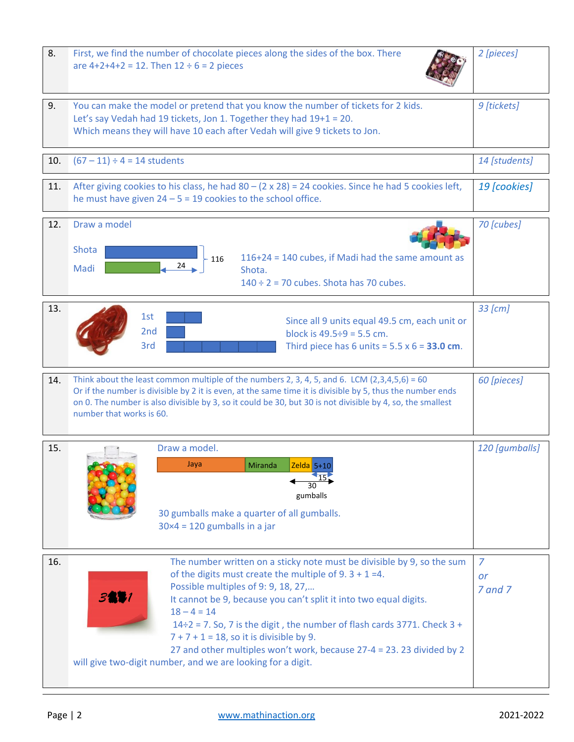| | | |
|---|---|---|
| 8. | First, we find the number of chocolate pieces along the sides of the box. There are 4+2+4+2 = 12. Then 12 ÷ 6 = 2 pieces | *2 [pieces]* |
| 9. | You can make the model or pretend that you know the number of tickets for 2 kids. Let's say Vedah had 19 tickets, Jon 1. Together they had 19+1 = 20. Which means they will have 10 each after Vedah will give 9 tickets to Jon. | *9 [tickets]* |
| 10. | (67 – 11) ÷ 4 = 14 students | *14 [students]* |
| 11. | After giving cookies to his class, he had 80 – (2 x 28) = 24 cookies. Since he had 5 cookies left, he must have given 24 – 5 = 19 cookies to the school office. | *19 [cookies]* |
| 12. | Draw a model<br>Shota, Madi — 116, 24<br>116+24 = 140 cubes, if Madi had the same amount as Shota.<br>140 ÷ 2 = 70 cubes. Shota has 70 cubes. | *70 [cubes]* |
| 13. | 1st, 2nd, 3rd<br>Since all 9 units equal 49.5 cm, each unit or block is 49.5÷9 = 5.5 cm.<br>Third piece has 6 units = 5.5 x 6 = **33.0 cm**. | *33 [cm]* |
| 14. | Think about the least common multiple of the numbers 2, 3, 4, 5, and 6. LCM (2,3,4,5,6) = 60<br>Or if the number is divisible by 2 it is even, at the same time it is divisible by 5, thus the number ends on 0. The number is also divisible by 3, so it could be 30, but 30 is not divisible by 4, so, the smallest number that works is 60. | *60 [pieces]* |
| 15. | Draw a model.<br>Jaya, Miranda, Zelda, 5+10, 15, 30 gumballs<br>30 gumballs make a quarter of all gumballs.<br>30×4 = 120 gumballs in a jar | *120 [gumballs]* |
| 16. | The number written on a sticky note must be divisible by 9, so the sum of the digits must create the multiple of 9. 3 + 1 =4.<br>Possible multiples of 9: 9, 18, 27,…<br>It cannot be 9, because you can't split it into two equal digits.<br>18 – 4 = 14<br>14÷2 = 7. So, 7 is the digit , the number of flash cards 3771. Check 3 + 7 + 7 + 1 = 18, so it is divisible by 9.<br>27 and other multiples won't work, because 27-4 = 23. 23 divided by 2 will give two-digit number, and we are looking for a digit. | *7*<br>*or*<br>*7 and 7* |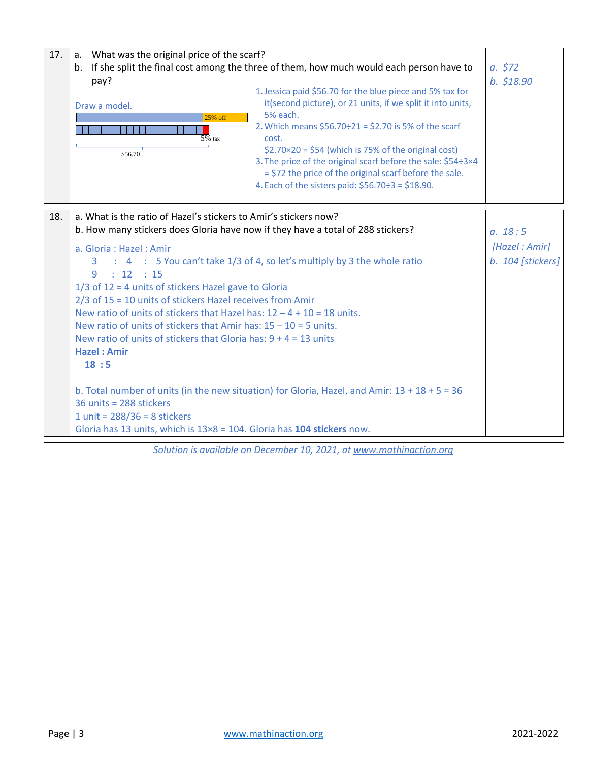| | | |
|---|---|---|
| 17. | a. What was the original price of the scarf?<br>b. If she split the final cost among the three of them, how much would each person have to pay?<br><br>Draw a model.<br>25% off<br>5% tax<br>$56.70<br><br>1. Jessica paid $56.70 for the blue piece and 5% tax for it(second picture), or 21 units, if we split it into units, 5% each.<br>2. Which means $56.70÷21 = $2.70 is 5% of the scarf cost.<br>$2.70×20 = $54 (which is 75% of the original cost)<br>3. The price of the original scarf before the sale: $54÷3×4 = $72 the price of the original scarf before the sale.<br>4. Each of the sisters paid: $56.70÷3 = $18.90. | *a. $72*<br>*b. $18.90* |
| 18. | a. What is the ratio of Hazel's stickers to Amir's stickers now?<br>b. How many stickers does Gloria have now if they have a total of 288 stickers?<br><br>a. Gloria : Hazel : Amir<br>3 : 4 : 5 You can't take 1/3 of 4, so let's multiply by 3 the whole ratio<br>9 : 12 : 15<br>1/3 of 12 = 4 units of stickers Hazel gave to Gloria<br>2/3 of 15 = 10 units of stickers Hazel receives from Amir<br>New ratio of units of stickers that Hazel has: 12 – 4 + 10 = 18 units.<br>New ratio of units of stickers that Amir has: 15 – 10 = 5 units.<br>New ratio of units of stickers that Gloria has: 9 + 4 = 13 units<br>**Hazel : Amir**<br>**18 : 5**<br><br>b. Total number of units (in the new situation) for Gloria, Hazel, and Amir: 13 + 18 + 5 = 36<br>36 units = 288 stickers<br>1 unit = 288/36 = 8 stickers<br>Gloria has 13 units, which is 13×8 = 104. Gloria has **104 stickers** now. | *a. 18 : 5*<br>*[Hazel : Amir]*<br>*b. 104 [stickers]* |

*Solution is available on December 10, 2021, at www.mathinaction.org*